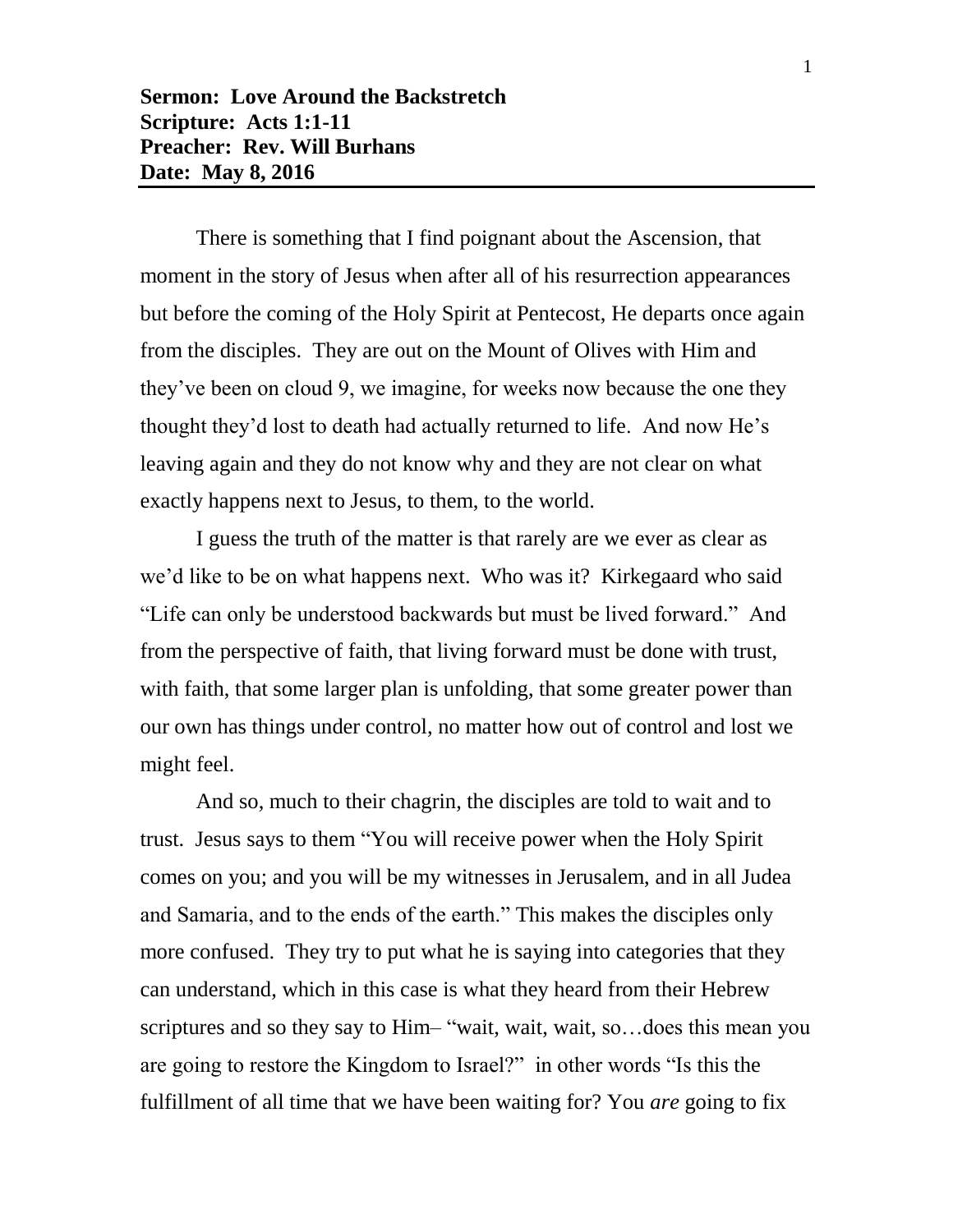**Sermon: Love Around the Backstretch**
**Scripture: Acts 1:1-11**
**Preacher: Rev. Will Burhans**
**Date: May 8, 2016**

---

There is something that I find poignant about the Ascension, that moment in the story of Jesus when after all of his resurrection appearances but before the coming of the Holy Spirit at Pentecost, He departs once again from the disciples. They are out on the Mount of Olives with Him and they've been on cloud 9, we imagine, for weeks now because the one they thought they'd lost to death had actually returned to life. And now He's leaving again and they do not know why and they are not clear on what exactly happens next to Jesus, to them, to the world.

I guess the truth of the matter is that rarely are we ever as clear as we'd like to be on what happens next. Who was it? Kirkegaard who said "Life can only be understood backwards but must be lived forward." And from the perspective of faith, that living forward must be done with trust, with faith, that some larger plan is unfolding, that some greater power than our own has things under control, no matter how out of control and lost we might feel.

And so, much to their chagrin, the disciples are told to wait and to trust. Jesus says to them "You will receive power when the Holy Spirit comes on you; and you will be my witnesses in Jerusalem, and in all Judea and Samaria, and to the ends of the earth." This makes the disciples only more confused. They try to put what he is saying into categories that they can understand, which in this case is what they heard from their Hebrew scriptures and so they say to Him– "wait, wait, wait, so…does this mean you are going to restore the Kingdom to Israel?" in other words "Is this the fulfillment of all time that we have been waiting for? You *are* going to fix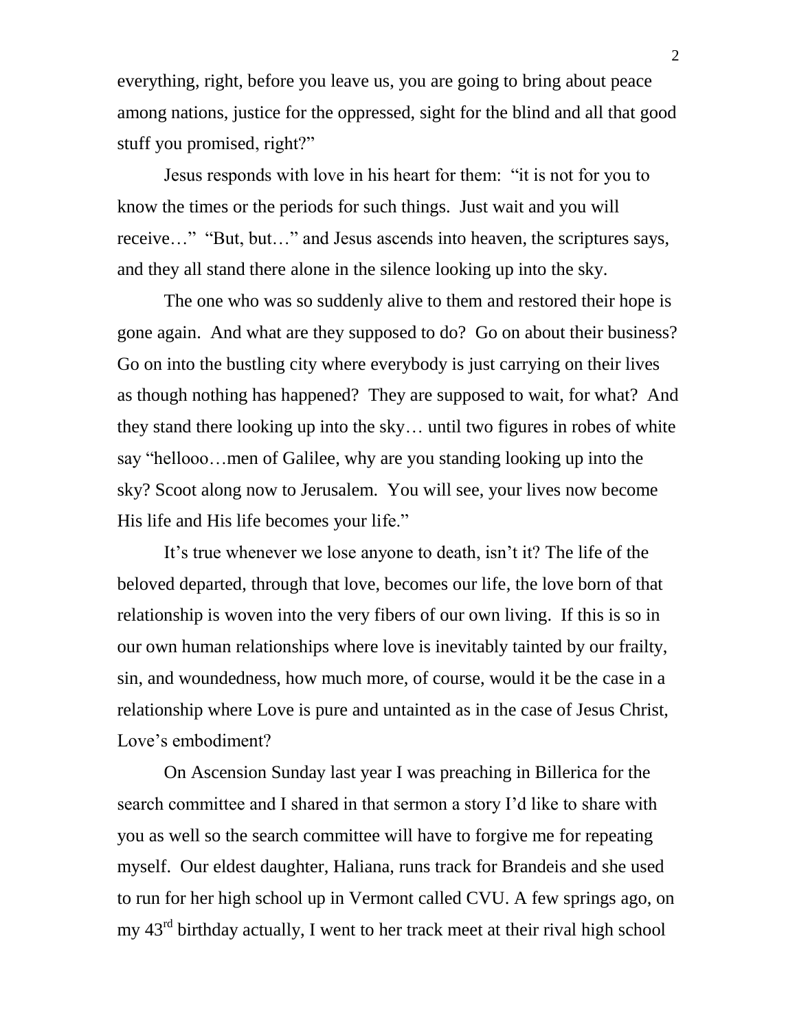everything, right, before you leave us, you are going to bring about peace among nations, justice for the oppressed, sight for the blind and all that good stuff you promised, right?"

Jesus responds with love in his heart for them: "it is not for you to know the times or the periods for such things. Just wait and you will receive…" "But, but…" and Jesus ascends into heaven, the scriptures says, and they all stand there alone in the silence looking up into the sky.

The one who was so suddenly alive to them and restored their hope is gone again. And what are they supposed to do? Go on about their business? Go on into the bustling city where everybody is just carrying on their lives as though nothing has happened? They are supposed to wait, for what? And they stand there looking up into the sky… until two figures in robes of white say "hellooo…men of Galilee, why are you standing looking up into the sky? Scoot along now to Jerusalem. You will see, your lives now become His life and His life becomes your life."

It's true whenever we lose anyone to death, isn't it? The life of the beloved departed, through that love, becomes our life, the love born of that relationship is woven into the very fibers of our own living. If this is so in our own human relationships where love is inevitably tainted by our frailty, sin, and woundedness, how much more, of course, would it be the case in a relationship where Love is pure and untainted as in the case of Jesus Christ, Love's embodiment?

On Ascension Sunday last year I was preaching in Billerica for the search committee and I shared in that sermon a story I'd like to share with you as well so the search committee will have to forgive me for repeating myself. Our eldest daughter, Haliana, runs track for Brandeis and she used to run for her high school up in Vermont called CVU. A few springs ago, on my 43rd birthday actually, I went to her track meet at their rival high school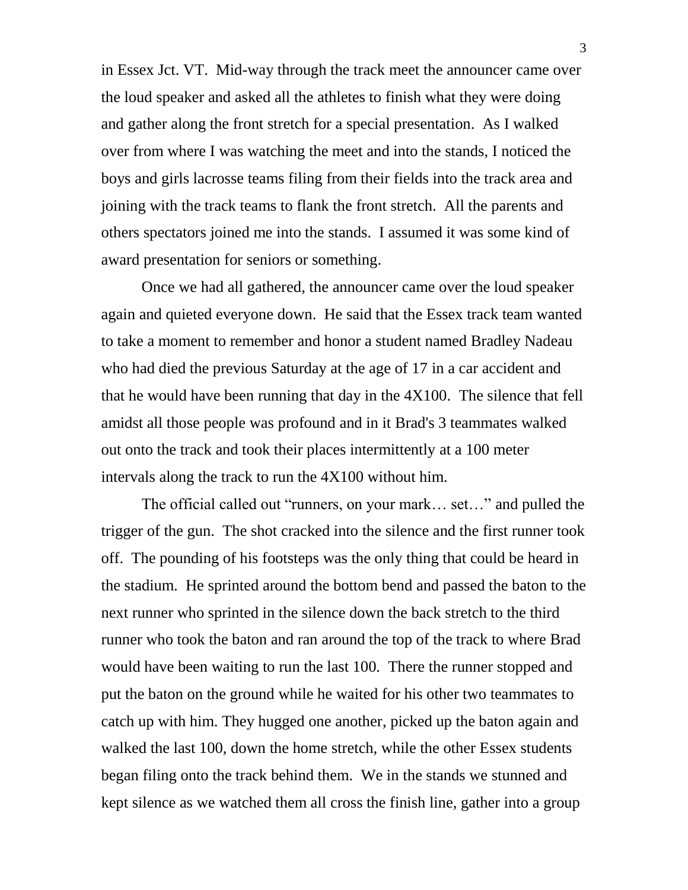in Essex Jct. VT.  Mid-way through the track meet the announcer came over the loud speaker and asked all the athletes to finish what they were doing and gather along the front stretch for a special presentation.  As I walked over from where I was watching the meet and into the stands, I noticed the boys and girls lacrosse teams filing from their fields into the track area and joining with the track teams to flank the front stretch.  All the parents and others spectators joined me into the stands.  I assumed it was some kind of award presentation for seniors or something.

Once we had all gathered, the announcer came over the loud speaker again and quieted everyone down.  He said that the Essex track team wanted to take a moment to remember and honor a student named Bradley Nadeau who had died the previous Saturday at the age of 17 in a car accident and that he would have been running that day in the 4X100.  The silence that fell amidst all those people was profound and in it Brad's 3 teammates walked out onto the track and took their places intermittently at a 100 meter intervals along the track to run the 4X100 without him.

The official called out "runners, on your mark… set…" and pulled the trigger of the gun.  The shot cracked into the silence and the first runner took off.  The pounding of his footsteps was the only thing that could be heard in the stadium.  He sprinted around the bottom bend and passed the baton to the next runner who sprinted in the silence down the back stretch to the third runner who took the baton and ran around the top of the track to where Brad would have been waiting to run the last 100.  There the runner stopped and put the baton on the ground while he waited for his other two teammates to catch up with him. They hugged one another, picked up the baton again and walked the last 100, down the home stretch, while the other Essex students began filing onto the track behind them.  We in the stands we stunned and kept silence as we watched them all cross the finish line, gather into a group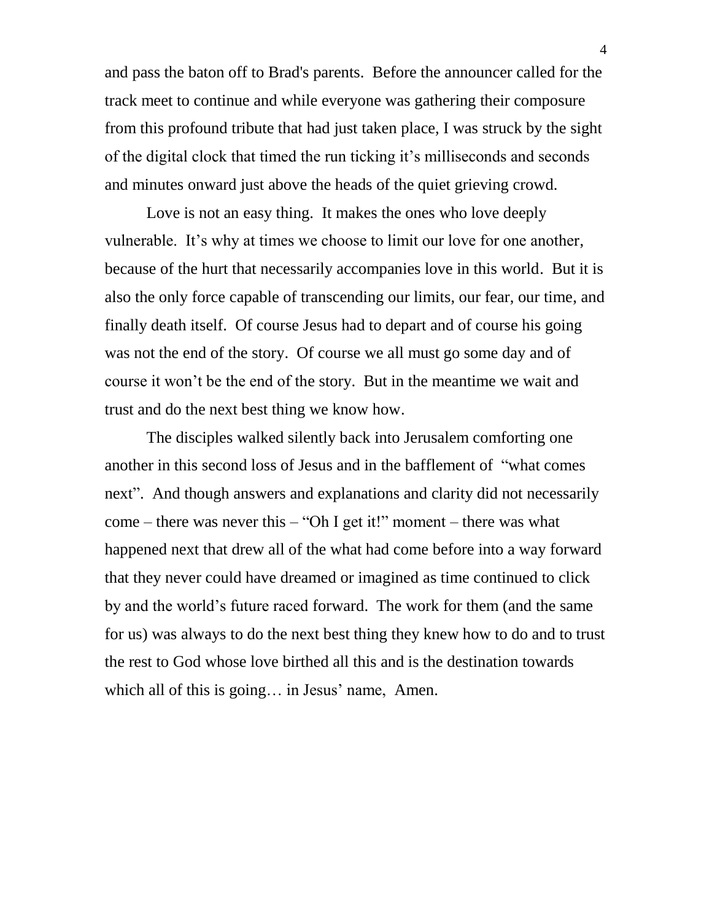and pass the baton off to Brad's parents. Before the announcer called for the track meet to continue and while everyone was gathering their composure from this profound tribute that had just taken place, I was struck by the sight of the digital clock that timed the run ticking it's milliseconds and seconds and minutes onward just above the heads of the quiet grieving crowd.

Love is not an easy thing. It makes the ones who love deeply vulnerable. It's why at times we choose to limit our love for one another, because of the hurt that necessarily accompanies love in this world. But it is also the only force capable of transcending our limits, our fear, our time, and finally death itself. Of course Jesus had to depart and of course his going was not the end of the story. Of course we all must go some day and of course it won't be the end of the story. But in the meantime we wait and trust and do the next best thing we know how.

The disciples walked silently back into Jerusalem comforting one another in this second loss of Jesus and in the bafflement of "what comes next". And though answers and explanations and clarity did not necessarily come – there was never this – "Oh I get it!" moment – there was what happened next that drew all of the what had come before into a way forward that they never could have dreamed or imagined as time continued to click by and the world's future raced forward. The work for them (and the same for us) was always to do the next best thing they knew how to do and to trust the rest to God whose love birthed all this and is the destination towards which all of this is going… in Jesus' name, Amen.